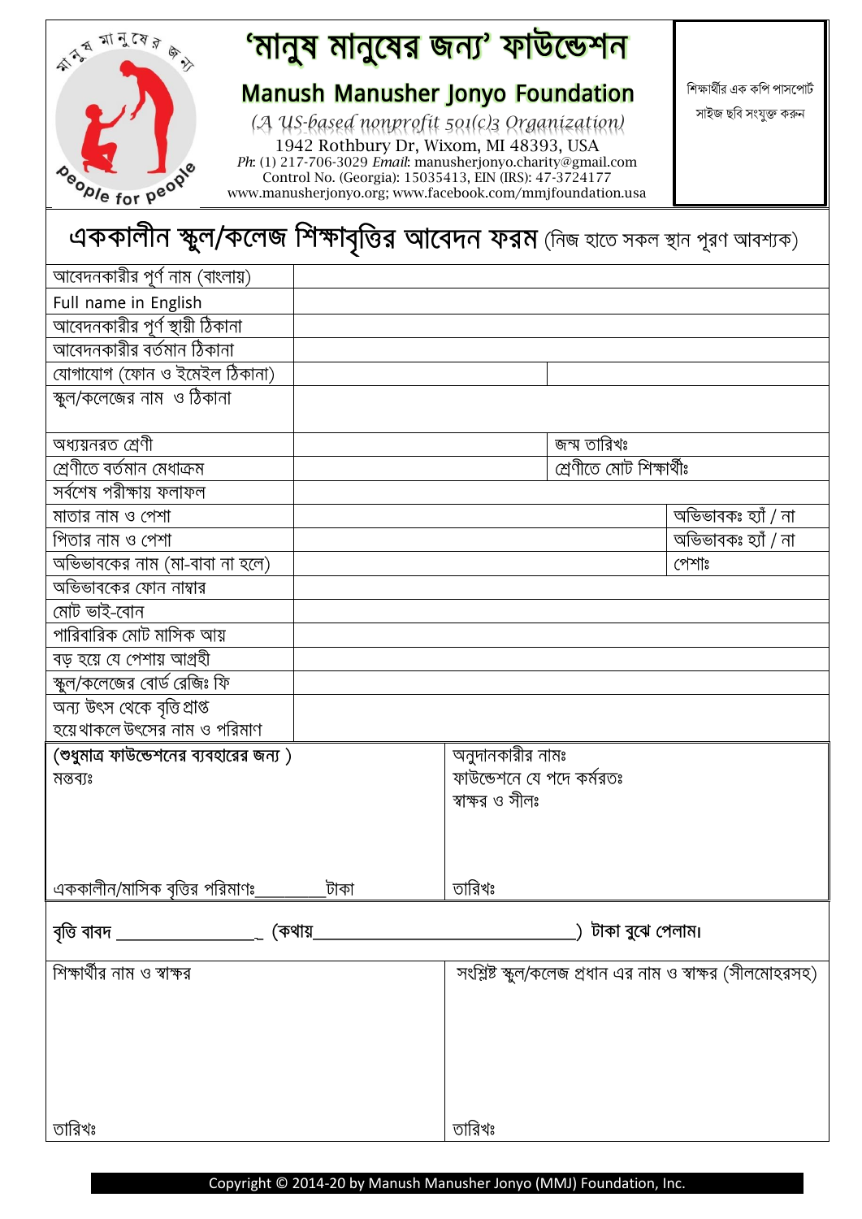# 'মানুষ মানুষের জন্য' ফাউন্ডেশন

## Manush Manusher Jonyo Foundation

*(A US-based nonprofit 501(c)3 Organization)*

1942 Rothbury Dr, Wixom, MI 48393, USA

*Ph:* (1) 217-706-3029 *Email:* manusherjonyo.charity@gmail.com

Control No. (Georgia): 15035413, EIN (IRS): 47-3724177

www.manusherjonyo.org; www.facebook.com/mmjfoundation.usa

শিক্ষার্থীর এক কপি পাসপোর্ট সাইজ ছবি সংযুক্ত করুন

# এককালীন স্কুল/কলেজ শিক্ষাবৃত্তির আবেদন ফরম (নিজ হাতে সকল স্থান পূরণ আবশ্যক)

| | | | |
|---|---|---|---|
| আবেদনকারীর পূর্ণ নাম (বাংলায়) | | | |
| Full name in English | | | |
| আবেদনকারীর পূর্ণ স্থায়ী ঠিকানা | | | |
| আবেদনকারীর বর্তমান ঠিকানা | | | |
| যোগাযোগ (ফোন ও ইমেইল ঠিকানা) | | | |
| স্কুল/কলেজের নাম ও ঠিকানা | | | |
| অধ্যয়নরত শ্রেণী | | জন্ম তারিখঃ | |
| শ্রেণীতে বর্তমান মেধাক্রম | | শ্রেণীতে মোট শিক্ষার্থীঃ | |
| সর্বশেষ পরীক্ষায় ফলাফল | | | |
| মাতার নাম ও পেশা | | | অভিভাবকঃ হ্যাঁ / না |
| পিতার নাম ও পেশা | | | অভিভাবকঃ হ্যাঁ / না |
| অভিভাবকের নাম (মা-বাবা না হলে) | | | পেশাঃ |
| অভিভাবকের ফোন নাম্বার | | | |
| মোট ভাই-বোন | | | |
| পারিবারিক মোট মাসিক আয় | | | |
| বড় হয়ে যে পেশায় আগ্রহী | | | |
| স্কুল/কলেজের বোর্ড রেজিঃ ফি | | | |
| অন্য উৎস থেকে বৃত্তি প্রাপ্ত হয়েথাকলে উৎসের নাম ও পরিমাণ | | | |

| | |
|---|---|
| **(শুধুমাত্র ফাউন্ডেশনের ব্যবহারের জন্য )**<br>মন্তব্যঃ<br><br>এককালীন/মাসিক বৃত্তির পরিমাণঃ________টাকা | অনুদানকারীর নামঃ<br>ফাউন্ডেশনে যে পদে কর্মরতঃ<br>স্বাক্ষর ও সীলঃ<br><br>তারিখঃ |

**বৃত্তি বাবদ _______________ (কথায়_____________________________) টাকা বুঝে পেলাম।**

| | |
|---|---|
| শিক্ষার্থীর নাম ও স্বাক্ষর<br><br>তারিখঃ | সংশ্লিষ্ট স্কুল/কলেজ প্রধান এর নাম ও স্বাক্ষর (সীলমোহরসহ)<br><br>তারিখঃ |

Copyright © 2014-20 by Manush Manusher Jonyo (MMJ) Foundation, Inc.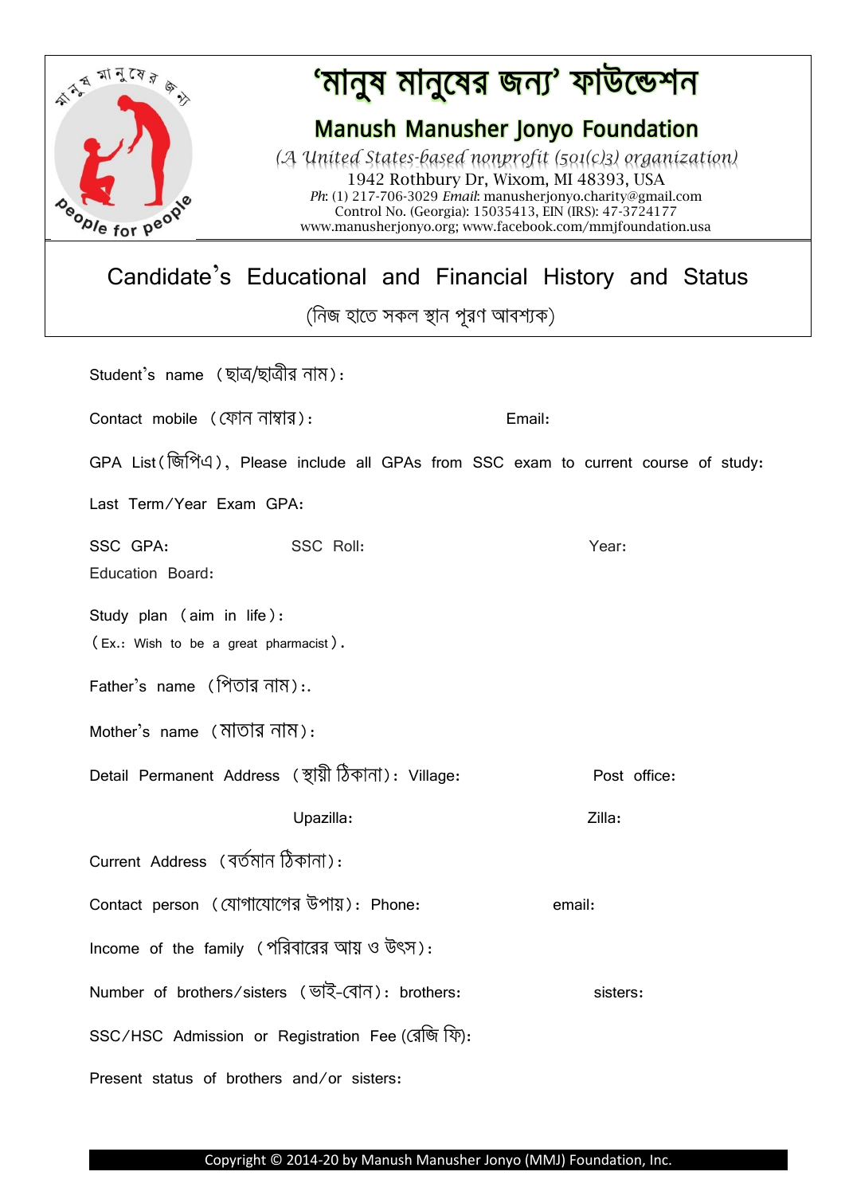# ‘মানুষ মানুষের জন্য’ ফাউন্ডেশন

## Manush Manusher Jonyo Foundation

*(A United States-based nonprofit (501(c)3) organization)*

1942 Rothbury Dr, Wixom, MI 48393, USA

*Ph*: (1) 217-706-3029 *Email*: manusherjonyo.charity@gmail.com

Control No. (Georgia): 15035413, EIN (IRS): 47-3724177

www.manusherjonyo.org; www.facebook.com/mmjfoundation.usa

## Candidate’s Educational and Financial History and Status

(নিজ হাতে সকল স্থান পূরণ আবশ্যক)

Student’s name (ছাত্র/ছাত্রীর নাম):

Contact mobile (ফোন নাম্বার): Email:

GPA List(জিপিএ), Please include all GPAs from SSC exam to current course of study:

Last Term/Year Exam GPA:

SSC GPA: SSC Roll: Year:

Education Board:

Study plan (aim in life):

(Ex.: Wish to be a great pharmacist).

Father’s name (পিতার নাম):.

Mother’s name (মাতার নাম):

Detail Permanent Address (স্থায়ী ঠিকানা): Village: Post office:

Upazilla: Zilla:

Current Address (বর্তমান ঠিকানা):

Contact person (যোগাযোগের উপায়): Phone: email:

Income of the family (পরিবারের আয় ও উৎস):

Number of brothers/sisters (ভাই-বোন): brothers: sisters:

SSC/HSC Admission or Registration Fee (রেজি ফি):

Present status of brothers and/or sisters:

Copyright © 2014-20 by Manush Manusher Jonyo (MMJ) Foundation, Inc.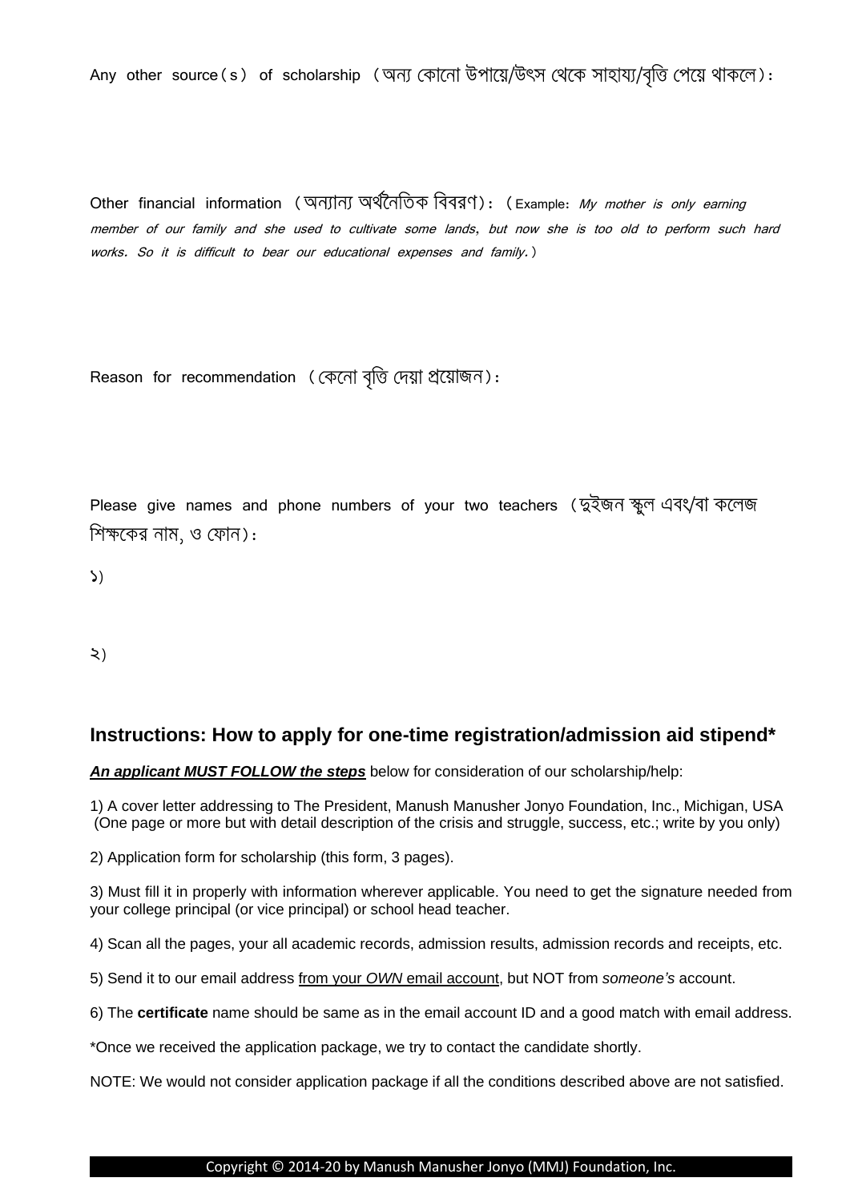Any other source(s) of scholarship (অন্য কোনো উপায়ে/উৎস থেকে সাহায্য/বৃত্তি পেয়ে থাকলে):

Other financial information (অন্যান্য অর্থনৈতিক বিবরণ): (Example: *My mother is only earning member of our family and she used to cultivate some lands, but now she is too old to perform such hard works. So it is difficult to bear our educational expenses and family.*)

Reason for recommendation (কেনো বৃত্তি দেয়া প্রয়োজন):

Please give names and phone numbers of your two teachers (দুইজন স্কুল এবং/বা কলেজ শিক্ষকের নাম, ও ফোন):

১)

২)

## Instructions: How to apply for one-time registration/admission aid stipend*

***An applicant MUST FOLLOW the steps*** below for consideration of our scholarship/help:

1) A cover letter addressing to The President, Manush Manusher Jonyo Foundation, Inc., Michigan, USA (One page or more but with detail description of the crisis and struggle, success, etc.; write by you only)

2) Application form for scholarship (this form, 3 pages).

3) Must fill it in properly with information wherever applicable. You need to get the signature needed from your college principal (or vice principal) or school head teacher.

4) Scan all the pages, your all academic records, admission results, admission records and receipts, etc.

5) Send it to our email address from your *OWN* email account, but NOT from *someone's* account.

6) The **certificate** name should be same as in the email account ID and a good match with email address.

*Once we received the application package, we try to contact the candidate shortly.

NOTE: We would not consider application package if all the conditions described above are not satisfied.

Copyright © 2014-20 by Manush Manusher Jonyo (MMJ) Foundation, Inc.